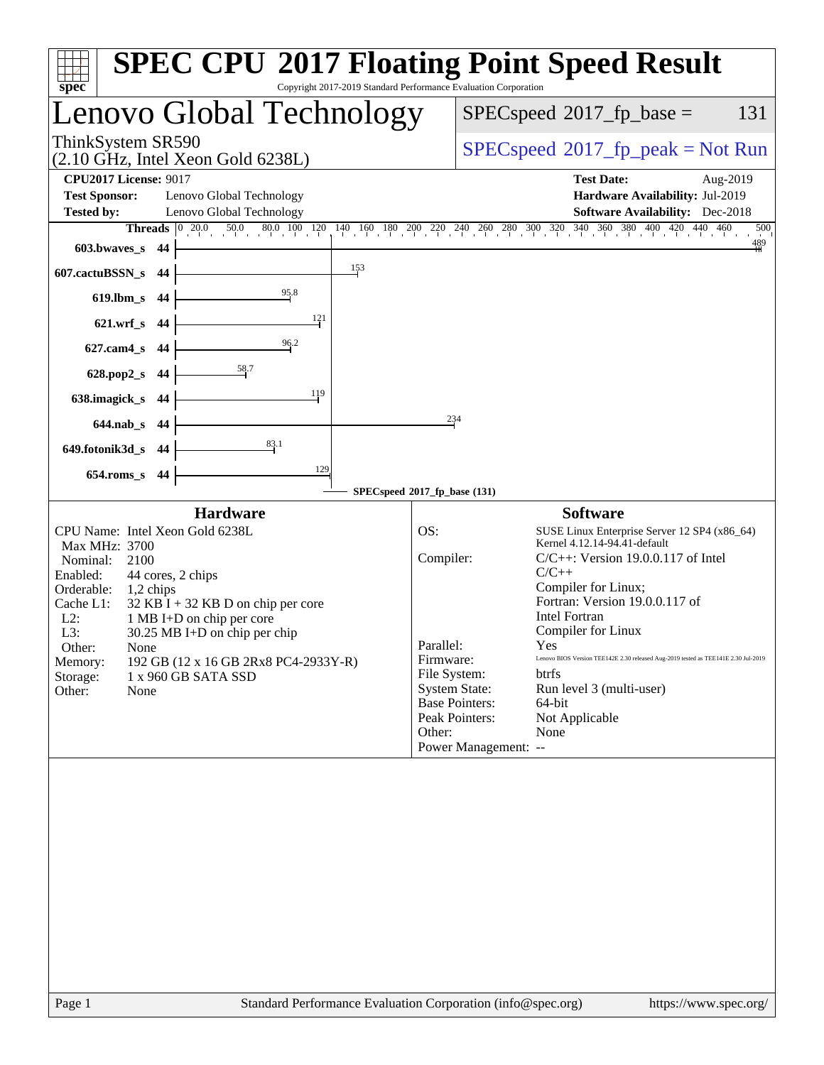# SPEC CPU 2017 Floating Point Speed Result

Copyright 2017-2019 Standard Performance Evaluation Corporation

## Lenovo Global Technology

ThinkSystem SR590
(2.10 GHz, Intel Xeon Gold 6238L)

SPECspeed 2017_fp_base = 131

SPECspeed 2017_fp_peak = Not Run

**CPU2017 License:** 9017
**Test Sponsor:** Lenovo Global Technology
**Tested by:** Lenovo Global Technology

**Test Date:** Aug-2019
**Hardware Availability:** Jul-2019
**Software Availability:** Dec-2018

| Benchmark | Threads | SPECspeed 2017_fp_base |
|---|---|---|
| 603.bwaves_s | 44 | 489 |
| 607.cactuBSSN_s | 44 | 153 |
| 619.lbm_s | 44 | 95.8 |
| 621.wrf_s | 44 | 121 |
| 627.cam4_s | 44 | 96.2 |
| 628.pop2_s | 44 | 58.7 |
| 638.imagick_s | 44 | 119 |
| 644.nab_s | 44 | 234 |
| 649.fotonik3d_s | 44 | 83.1 |
| 654.roms_s | 44 | 129 |

SPECspeed 2017_fp_base (131)

### Hardware

| | |
|---|---|
| CPU Name: | Intel Xeon Gold 6238L |
| Max MHz: | 3700 |
| Nominal: | 2100 |
| Enabled: | 44 cores, 2 chips |
| Orderable: | 1,2 chips |
| Cache L1: | 32 KB I + 32 KB D on chip per core |
| L2: | 1 MB I+D on chip per core |
| L3: | 30.25 MB I+D on chip per chip |
| Other: | None |
| Memory: | 192 GB (12 x 16 GB 2Rx8 PC4-2933Y-R) |
| Storage: | 1 x 960 GB SATA SSD |
| Other: | None |

### Software

| | |
|---|---|
| OS: | SUSE Linux Enterprise Server 12 SP4 (x86_64) Kernel 4.12.14-94.41-default |
| Compiler: | C/C++: Version 19.0.0.117 of Intel C/C++ Compiler for Linux; Fortran: Version 19.0.0.117 of Intel Fortran Compiler for Linux |
| Parallel: | Yes |
| Firmware: | Lenovo BIOS Version TEE142E 2.30 released Aug-2019 tested as TEE141E 2.30 Jul-2019 |
| File System: | btrfs |
| System State: | Run level 3 (multi-user) |
| Base Pointers: | 64-bit |
| Peak Pointers: | Not Applicable |
| Other: | None |
| Power Management: | -- |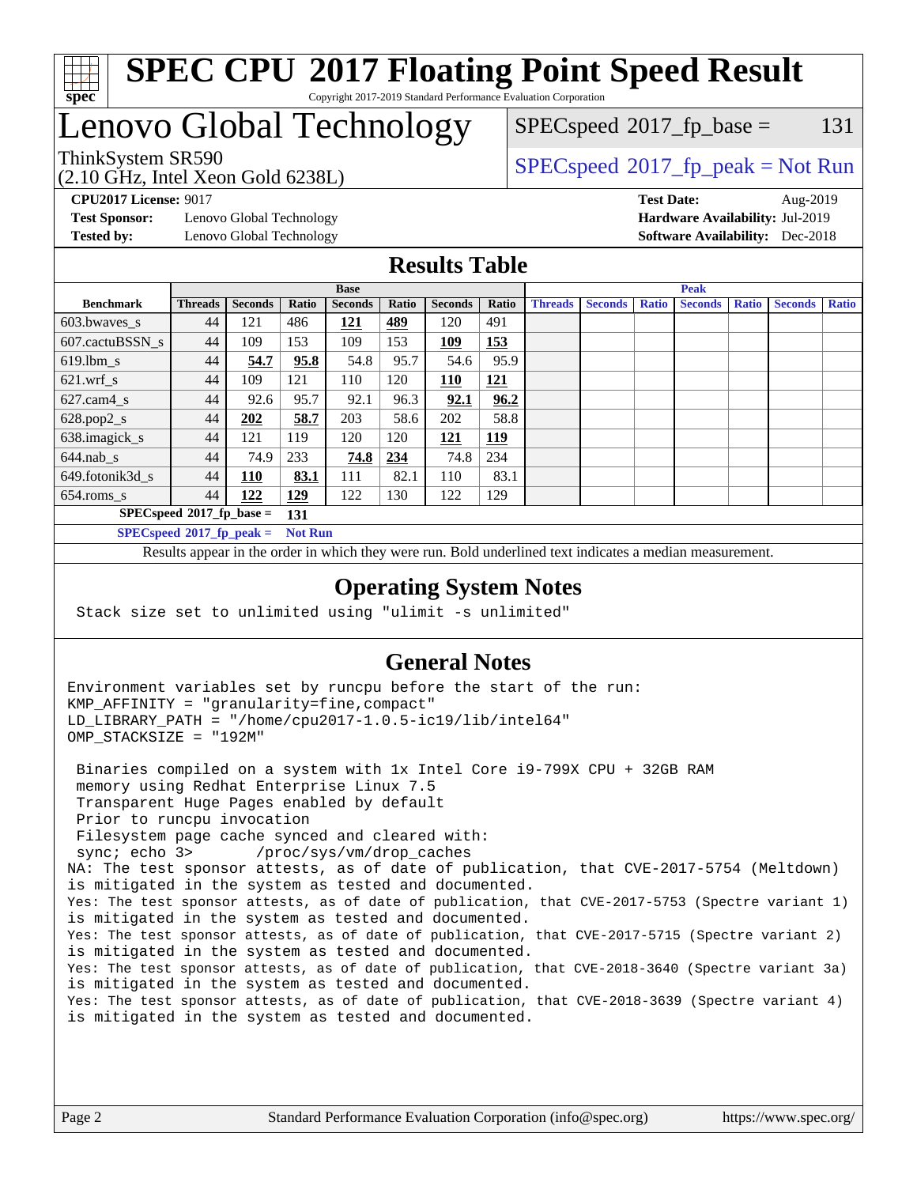# SPEC CPU 2017 Floating Point Speed Result

Copyright 2017-2019 Standard Performance Evaluation Corporation

## Lenovo Global Technology

ThinkSystem SR590
(2.10 GHz, Intel Xeon Gold 6238L)

SPECspeed 2017_fp_base = 131

SPECspeed 2017_fp_peak = Not Run

**CPU2017 License:** 9017
**Test Sponsor:** Lenovo Global Technology
**Tested by:** Lenovo Global Technology

**Test Date:** Aug-2019
**Hardware Availability:** Jul-2019
**Software Availability:** Dec-2018

## Results Table

| Benchmark | Base | | | | | | | Peak | | | | | | |
|---|---|---|---|---|---|---|---|---|---|---|---|---|---|---|
| | Threads | Seconds | Ratio | Seconds | Ratio | Seconds | Ratio | Threads | Seconds | Ratio | Seconds | Ratio | Seconds | Ratio |
| 603.bwaves_s | 44 | 121 | 486 | **121** | **489** | 120 | 491 | | | | | | | |
| 607.cactuBSSN_s | 44 | 109 | 153 | 109 | 153 | **109** | **153** | | | | | | | |
| 619.lbm_s | 44 | **54.7** | **95.8** | 54.8 | 95.7 | 54.6 | 95.9 | | | | | | | |
| 621.wrf_s | 44 | 109 | 121 | 110 | 120 | **110** | **121** | | | | | | | |
| 627.cam4_s | 44 | 92.6 | 95.7 | 92.1 | 96.3 | **92.1** | **96.2** | | | | | | | |
| 628.pop2_s | 44 | **202** | **58.7** | 203 | 58.6 | 202 | 58.8 | | | | | | | |
| 638.imagick_s | 44 | 121 | 119 | 120 | 120 | **121** | **119** | | | | | | | |
| 644.nab_s | 44 | 74.9 | 233 | **74.8** | **234** | 74.8 | 234 | | | | | | | |
| 649.fotonik3d_s | 44 | **110** | **83.1** | 111 | 82.1 | 110 | 83.1 | | | | | | | |
| 654.roms_s | 44 | **122** | **129** | 122 | 130 | 122 | 129 | | | | | | | |

**SPECspeed 2017_fp_base = 131**

**SPECspeed 2017_fp_peak = Not Run**

Results appear in the order in which they were run. Bold underlined text indicates a median measurement.

## Operating System Notes

```
Stack size set to unlimited using "ulimit -s unlimited"
```

## General Notes

```
Environment variables set by runcpu before the start of the run:
KMP_AFFINITY = "granularity=fine,compact"
LD_LIBRARY_PATH = "/home/cpu2017-1.0.5-ic19/lib/intel64"
OMP_STACKSIZE = "192M"

 Binaries compiled on a system with 1x Intel Core i9-799X CPU + 32GB RAM
 memory using Redhat Enterprise Linux 7.5
 Transparent Huge Pages enabled by default
 Prior to runcpu invocation
 Filesystem page cache synced and cleared with:
 sync; echo 3>       /proc/sys/vm/drop_caches
NA: The test sponsor attests, as of date of publication, that CVE-2017-5754 (Meltdown)
is mitigated in the system as tested and documented.
Yes: The test sponsor attests, as of date of publication, that CVE-2017-5753 (Spectre variant 1)
is mitigated in the system as tested and documented.
Yes: The test sponsor attests, as of date of publication, that CVE-2017-5715 (Spectre variant 2)
is mitigated in the system as tested and documented.
Yes: The test sponsor attests, as of date of publication, that CVE-2018-3640 (Spectre variant 3a)
is mitigated in the system as tested and documented.
Yes: The test sponsor attests, as of date of publication, that CVE-2018-3639 (Spectre variant 4)
is mitigated in the system as tested and documented.
```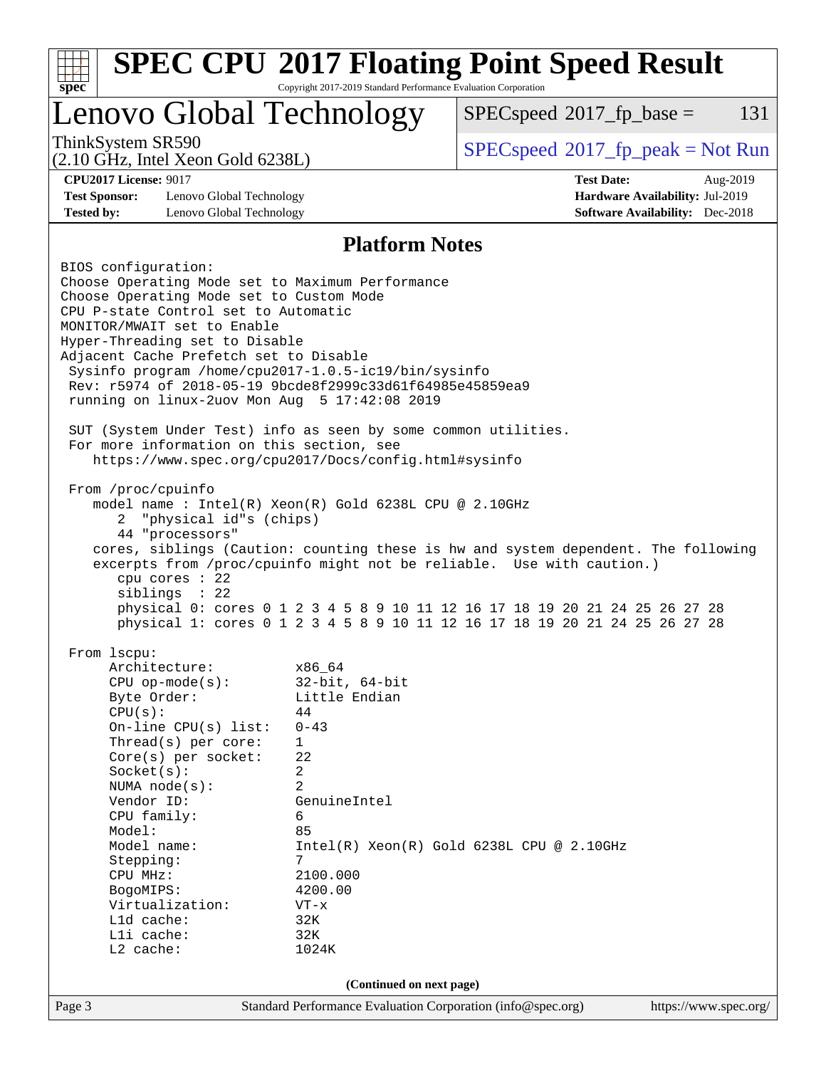## Platform Notes

```
BIOS configuration:
Choose Operating Mode set to Maximum Performance
Choose Operating Mode set to Custom Mode
CPU P-state Control set to Automatic
MONITOR/MWAIT set to Enable
Hyper-Threading set to Disable
Adjacent Cache Prefetch set to Disable
 Sysinfo program /home/cpu2017-1.0.5-ic19/bin/sysinfo
 Rev: r5974 of 2018-05-19 9bcde8f2999c33d61f64985e45859ea9
 running on linux-2uov Mon Aug  5 17:42:08 2019

 SUT (System Under Test) info as seen by some common utilities.
 For more information on this section, see
    https://www.spec.org/cpu2017/Docs/config.html#sysinfo

 From /proc/cpuinfo
    model name : Intel(R) Xeon(R) Gold 6238L CPU @ 2.10GHz
       2  "physical id"s (chips)
       44 "processors"
    cores, siblings (Caution: counting these is hw and system dependent. The following
    excerpts from /proc/cpuinfo might not be reliable.  Use with caution.)
       cpu cores : 22
       siblings  : 22
       physical 0: cores 0 1 2 3 4 5 8 9 10 11 12 16 17 18 19 20 21 24 25 26 27 28
       physical 1: cores 0 1 2 3 4 5 8 9 10 11 12 16 17 18 19 20 21 24 25 26 27 28

 From lscpu:
      Architecture:          x86_64
      CPU op-mode(s):        32-bit, 64-bit
      Byte Order:            Little Endian
      CPU(s):                44
      On-line CPU(s) list:   0-43
      Thread(s) per core:    1
      Core(s) per socket:    22
      Socket(s):             2
      NUMA node(s):          2
      Vendor ID:             GenuineIntel
      CPU family:            6
      Model:                 85
      Model name:            Intel(R) Xeon(R) Gold 6238L CPU @ 2.10GHz
      Stepping:              7
      CPU MHz:               2100.000
      BogoMIPS:              4200.00
      Virtualization:        VT-x
      L1d cache:             32K
      L1i cache:             32K
      L2 cache:              1024K
```

(Continued on next page)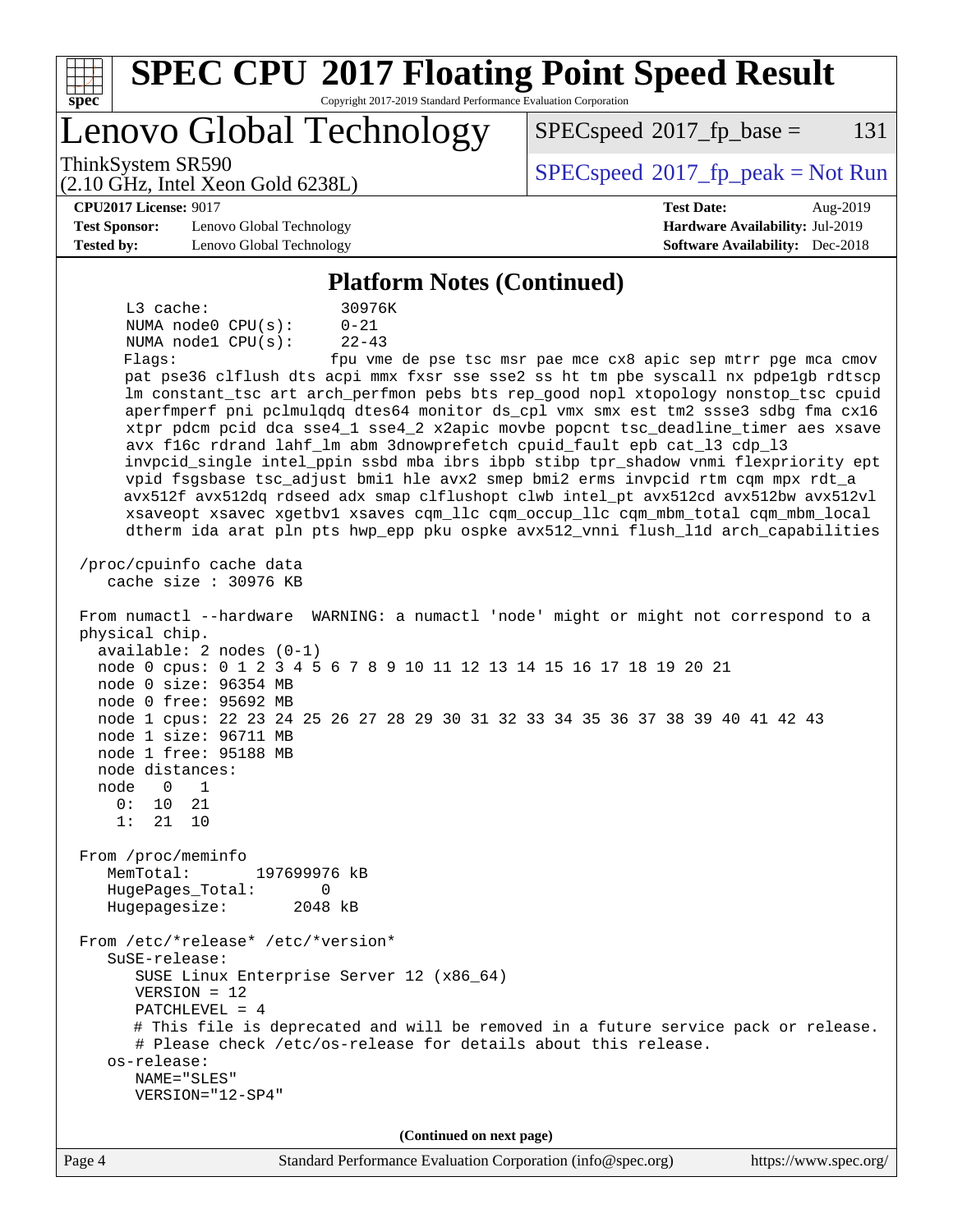## Platform Notes (Continued)

```
      L3 cache:              30976K
      NUMA node0 CPU(s):     0-21
      NUMA node1 CPU(s):     22-43
      Flags:                 fpu vme de pse tsc msr pae mce cx8 apic sep mtrr pge mca cmov
      pat pse36 clflush dts acpi mmx fxsr sse sse2 ss ht tm pbe syscall nx pdpe1gb rdtscp
      lm constant_tsc art arch_perfmon pebs bts rep_good nopl xtopology nonstop_tsc cpuid
      aperfmperf pni pclmulqdq dtes64 monitor ds_cpl vmx smx est tm2 ssse3 sdbg fma cx16
      xtpr pdcm pcid dca sse4_1 sse4_2 x2apic movbe popcnt tsc_deadline_timer aes xsave
      avx f16c rdrand lahf_lm abm 3dnowprefetch cpuid_fault epb cat_l3 cdp_l3
      invpcid_single intel_ppin ssbd mba ibrs ibpb stibp tpr_shadow vnmi flexpriority ept
      vpid fsgsbase tsc_adjust bmi1 hle avx2 smep bmi2 erms invpcid rtm cqm mpx rdt_a
      avx512f avx512dq rdseed adx smap clflushopt clwb intel_pt avx512cd avx512bw avx512vl
      xsaveopt xsavec xgetbv1 xsaves cqm_llc cqm_occup_llc cqm_mbm_total cqm_mbm_local
      dtherm ida arat pln pts hwp_epp pku ospke avx512_vnni flush_l1d arch_capabilities

 /proc/cpuinfo cache data
    cache size : 30976 KB

 From numactl --hardware  WARNING: a numactl 'node' might or might not correspond to a
 physical chip.
   available: 2 nodes (0-1)
   node 0 cpus: 0 1 2 3 4 5 6 7 8 9 10 11 12 13 14 15 16 17 18 19 20 21
   node 0 size: 96354 MB
   node 0 free: 95692 MB
   node 1 cpus: 22 23 24 25 26 27 28 29 30 31 32 33 34 35 36 37 38 39 40 41 42 43
   node 1 size: 96711 MB
   node 1 free: 95188 MB
   node distances:
   node   0   1
     0:  10  21
     1:  21  10

 From /proc/meminfo
    MemTotal:       197699976 kB
    HugePages_Total:       0
    Hugepagesize:       2048 kB

 From /etc/*release* /etc/*version*
    SuSE-release:
       SUSE Linux Enterprise Server 12 (x86_64)
       VERSION = 12
       PATCHLEVEL = 4
       # This file is deprecated and will be removed in a future service pack or release.
       # Please check /etc/os-release for details about this release.
    os-release:
       NAME="SLES"
       VERSION="12-SP4"
```

(Continued on next page)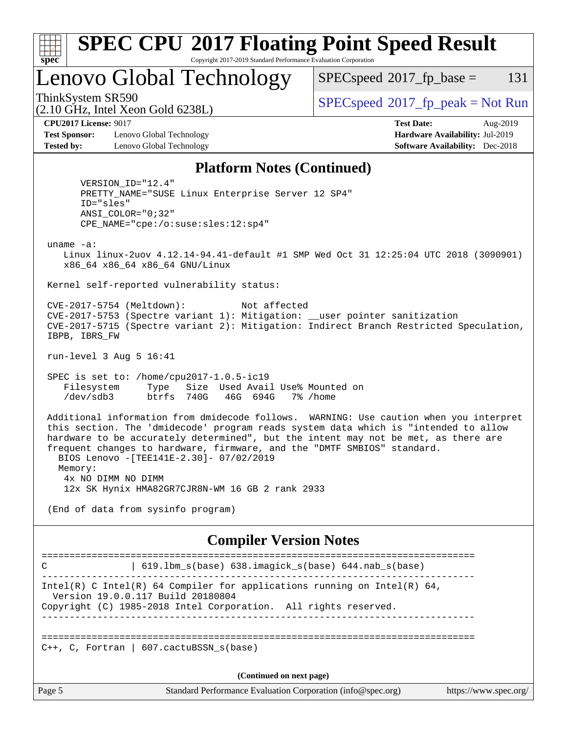## Platform Notes (Continued)

```
      VERSION_ID="12.4"
      PRETTY_NAME="SUSE Linux Enterprise Server 12 SP4"
      ID="sles"
      ANSI_COLOR="0;32"
      CPE_NAME="cpe:/o:suse:sles:12:sp4"

 uname -a:
    Linux linux-2uov 4.12.14-94.41-default #1 SMP Wed Oct 31 12:25:04 UTC 2018 (3090901)
    x86_64 x86_64 x86_64 GNU/Linux

 Kernel self-reported vulnerability status:

 CVE-2017-5754 (Meltdown):          Not affected
 CVE-2017-5753 (Spectre variant 1): Mitigation: __user pointer sanitization
 CVE-2017-5715 (Spectre variant 2): Mitigation: Indirect Branch Restricted Speculation,
 IBPB, IBRS_FW

 run-level 3 Aug 5 16:41

 SPEC is set to: /home/cpu2017-1.0.5-ic19
    Filesystem     Type   Size  Used Avail Use% Mounted on
    /dev/sdb3      btrfs  740G   46G  694G   7% /home

 Additional information from dmidecode follows.  WARNING: Use caution when you interpret
 this section. The 'dmidecode' program reads system data which is "intended to allow
 hardware to be accurately determined", but the intent may not be met, as there are
 frequent changes to hardware, firmware, and the "DMTF SMBIOS" standard.
   BIOS Lenovo -[TEE141E-2.30]- 07/02/2019
   Memory:
    4x NO DIMM NO DIMM
    12x SK Hynix HMA82GR7CJR8N-WM 16 GB 2 rank 2933

 (End of data from sysinfo program)
```

## Compiler Version Notes

```
==============================================================================
C               | 619.lbm_s(base) 638.imagick_s(base) 644.nab_s(base)
------------------------------------------------------------------------------
Intel(R) C Intel(R) 64 Compiler for applications running on Intel(R) 64,
  Version 19.0.0.117 Build 20180804
Copyright (C) 1985-2018 Intel Corporation.  All rights reserved.
------------------------------------------------------------------------------

==============================================================================
C++, C, Fortran | 607.cactuBSSN_s(base)
```

(Continued on next page)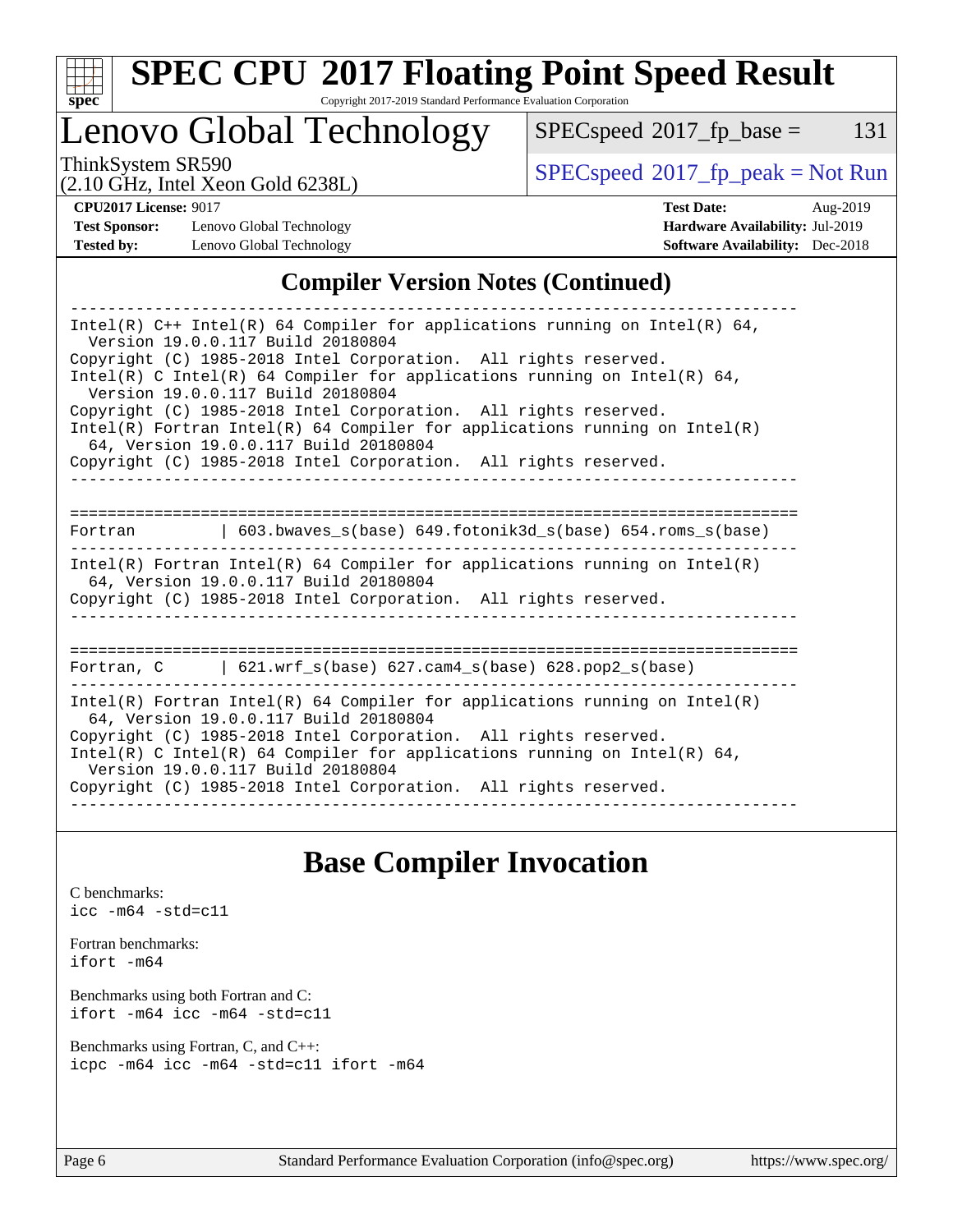## Compiler Version Notes (Continued)

```
------------------------------------------------------------------------------
Intel(R) C++ Intel(R) 64 Compiler for applications running on Intel(R) 64,
  Version 19.0.0.117 Build 20180804
Copyright (C) 1985-2018 Intel Corporation.  All rights reserved.
Intel(R) C Intel(R) 64 Compiler for applications running on Intel(R) 64,
  Version 19.0.0.117 Build 20180804
Copyright (C) 1985-2018 Intel Corporation.  All rights reserved.
Intel(R) Fortran Intel(R) 64 Compiler for applications running on Intel(R)
  64, Version 19.0.0.117 Build 20180804
Copyright (C) 1985-2018 Intel Corporation.  All rights reserved.
------------------------------------------------------------------------------

==============================================================================
Fortran         | 603.bwaves_s(base) 649.fotonik3d_s(base) 654.roms_s(base)
------------------------------------------------------------------------------
Intel(R) Fortran Intel(R) 64 Compiler for applications running on Intel(R)
  64, Version 19.0.0.117 Build 20180804
Copyright (C) 1985-2018 Intel Corporation.  All rights reserved.
------------------------------------------------------------------------------

==============================================================================
Fortran, C      | 621.wrf_s(base) 627.cam4_s(base) 628.pop2_s(base)
------------------------------------------------------------------------------
Intel(R) Fortran Intel(R) 64 Compiler for applications running on Intel(R)
  64, Version 19.0.0.117 Build 20180804
Copyright (C) 1985-2018 Intel Corporation.  All rights reserved.
Intel(R) C Intel(R) 64 Compiler for applications running on Intel(R) 64,
  Version 19.0.0.117 Build 20180804
Copyright (C) 1985-2018 Intel Corporation.  All rights reserved.
------------------------------------------------------------------------------
```

## Base Compiler Invocation

C benchmarks:
`icc -m64 -std=c11`

Fortran benchmarks:
`ifort -m64`

Benchmarks using both Fortran and C:
`ifort -m64 icc -m64 -std=c11`

Benchmarks using Fortran, C, and C++:
`icpc -m64 icc -m64 -std=c11 ifort -m64`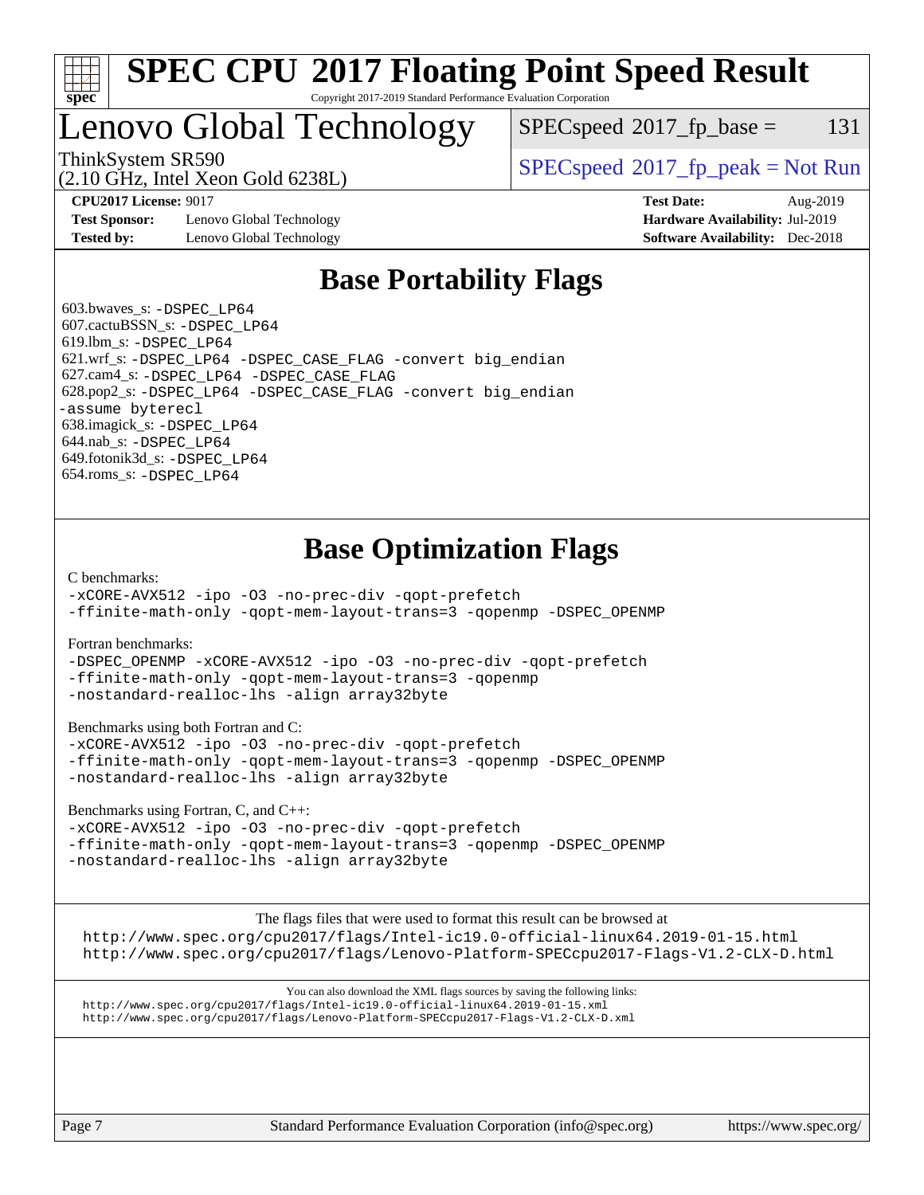# SPEC CPU 2017 Floating Point Speed Result

Copyright 2017-2019 Standard Performance Evaluation Corporation

## Lenovo Global Technology

ThinkSystem SR590
(2.10 GHz, Intel Xeon Gold 6238L)

SPECspeed 2017_fp_base = 131

SPECspeed 2017_fp_peak = Not Run

**CPU2017 License:** 9017
**Test Sponsor:** Lenovo Global Technology
**Tested by:** Lenovo Global Technology

**Test Date:** Aug-2019
**Hardware Availability:** Jul-2019
**Software Availability:** Dec-2018

## Base Portability Flags

603.bwaves_s: -DSPEC_LP64
607.cactuBSSN_s: -DSPEC_LP64
619.lbm_s: -DSPEC_LP64
621.wrf_s: -DSPEC_LP64 -DSPEC_CASE_FLAG -convert big_endian
627.cam4_s: -DSPEC_LP64 -DSPEC_CASE_FLAG
628.pop2_s: -DSPEC_LP64 -DSPEC_CASE_FLAG -convert big_endian -assume byterecl
638.imagick_s: -DSPEC_LP64
644.nab_s: -DSPEC_LP64
649.fotonik3d_s: -DSPEC_LP64
654.roms_s: -DSPEC_LP64

## Base Optimization Flags

C benchmarks:
-xCORE-AVX512 -ipo -O3 -no-prec-div -qopt-prefetch
-ffinite-math-only -qopt-mem-layout-trans=3 -qopenmp -DSPEC_OPENMP

Fortran benchmarks:
-DSPEC_OPENMP -xCORE-AVX512 -ipo -O3 -no-prec-div -qopt-prefetch
-ffinite-math-only -qopt-mem-layout-trans=3 -qopenmp
-nostandard-realloc-lhs -align array32byte

Benchmarks using both Fortran and C:
-xCORE-AVX512 -ipo -O3 -no-prec-div -qopt-prefetch
-ffinite-math-only -qopt-mem-layout-trans=3 -qopenmp -DSPEC_OPENMP
-nostandard-realloc-lhs -align array32byte

Benchmarks using Fortran, C, and C++:
-xCORE-AVX512 -ipo -O3 -no-prec-div -qopt-prefetch
-ffinite-math-only -qopt-mem-layout-trans=3 -qopenmp -DSPEC_OPENMP
-nostandard-realloc-lhs -align array32byte

The flags files that were used to format this result can be browsed at
http://www.spec.org/cpu2017/flags/Intel-ic19.0-official-linux64.2019-01-15.html
http://www.spec.org/cpu2017/flags/Lenovo-Platform-SPECcpu2017-Flags-V1.2-CLX-D.html

You can also download the XML flags sources by saving the following links:
http://www.spec.org/cpu2017/flags/Intel-ic19.0-official-linux64.2019-01-15.xml
http://www.spec.org/cpu2017/flags/Lenovo-Platform-SPECcpu2017-Flags-V1.2-CLX-D.xml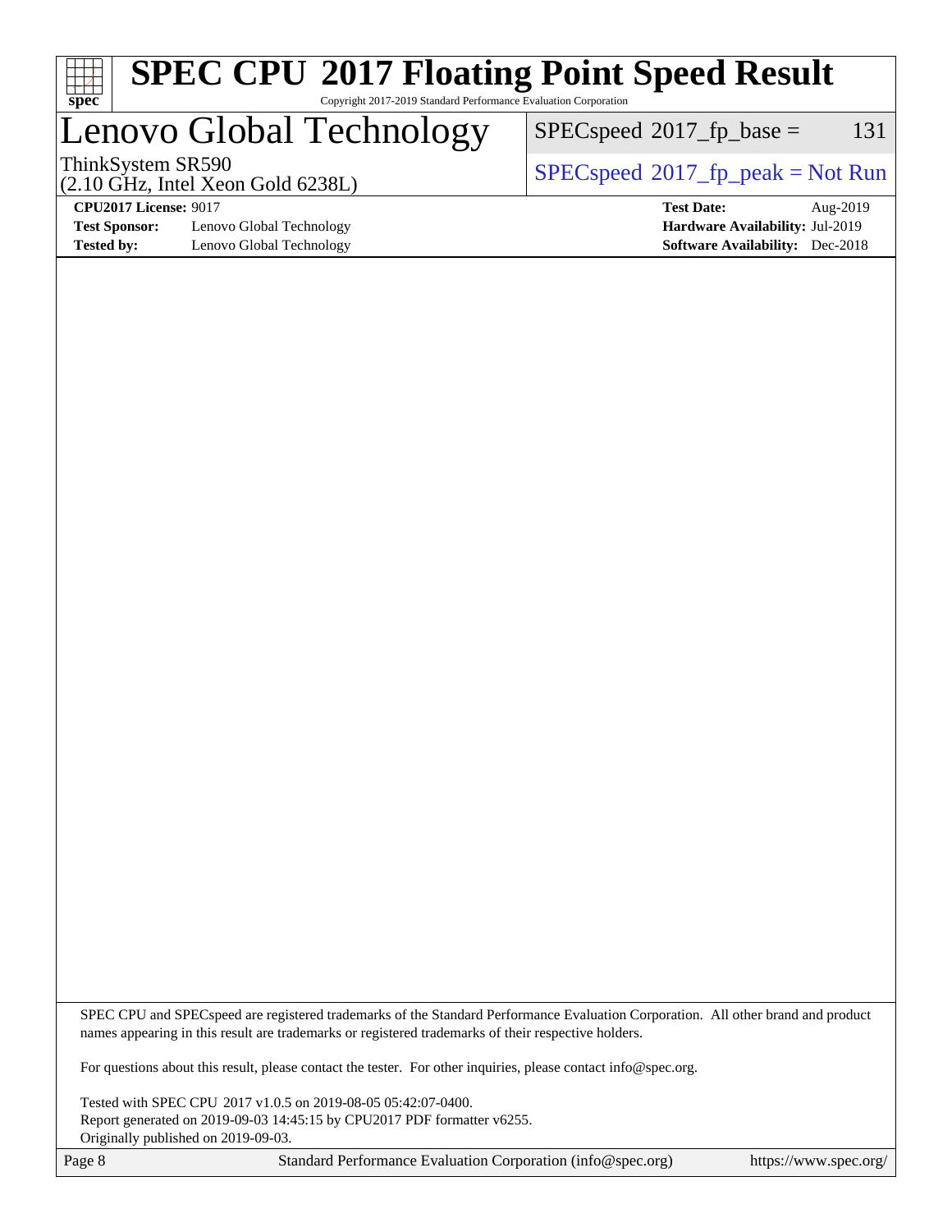SPEC CPU and SPECspeed are registered trademarks of the Standard Performance Evaluation Corporation. All other brand and product names appearing in this result are trademarks or registered trademarks of their respective holders.

For questions about this result, please contact the tester. For other inquiries, please contact info@spec.org.

Tested with SPEC CPU 2017 v1.0.5 on 2019-08-05 05:42:07-0400.
Report generated on 2019-09-03 14:45:15 by CPU2017 PDF formatter v6255.
Originally published on 2019-09-03.